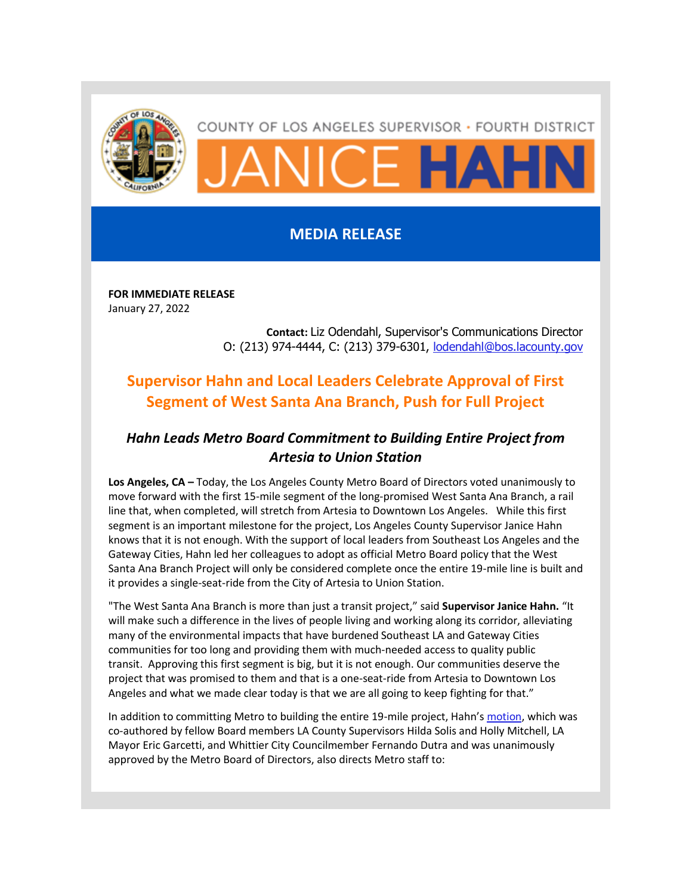COUNTY OF LOS ANGELES SUPERVISOR • FOURTH DISTRICT

JANICE **HAHN**

## MEDIA RELEASE

**FOR IMMEDIATE RELEASE**
January 27, 2022

**Contact:** Liz Odendahl, Supervisor's Communications Director
O: (213) 974-4444, C: (213) 379-6301, lodendahl@bos.lacounty.gov

# Supervisor Hahn and Local Leaders Celebrate Approval of First Segment of West Santa Ana Branch, Push for Full Project

## *Hahn Leads Metro Board Commitment to Building Entire Project from Artesia to Union Station*

**Los Angeles, CA –** Today, the Los Angeles County Metro Board of Directors voted unanimously to move forward with the first 15-mile segment of the long-promised West Santa Ana Branch, a rail line that, when completed, will stretch from Artesia to Downtown Los Angeles. While this first segment is an important milestone for the project, Los Angeles County Supervisor Janice Hahn knows that it is not enough. With the support of local leaders from Southeast Los Angeles and the Gateway Cities, Hahn led her colleagues to adopt as official Metro Board policy that the West Santa Ana Branch Project will only be considered complete once the entire 19-mile line is built and it provides a single-seat-ride from the City of Artesia to Union Station.

"The West Santa Ana Branch is more than just a transit project," said **Supervisor Janice Hahn.** "It will make such a difference in the lives of people living and working along its corridor, alleviating many of the environmental impacts that have burdened Southeast LA and Gateway Cities communities for too long and providing them with much-needed access to quality public transit. Approving this first segment is big, but it is not enough. Our communities deserve the project that was promised to them and that is a one-seat-ride from Artesia to Downtown Los Angeles and what we made clear today is that we are all going to keep fighting for that."

In addition to committing Metro to building the entire 19-mile project, Hahn's motion, which was co-authored by fellow Board members LA County Supervisors Hilda Solis and Holly Mitchell, LA Mayor Eric Garcetti, and Whittier City Councilmember Fernando Dutra and was unanimously approved by the Metro Board of Directors, also directs Metro staff to: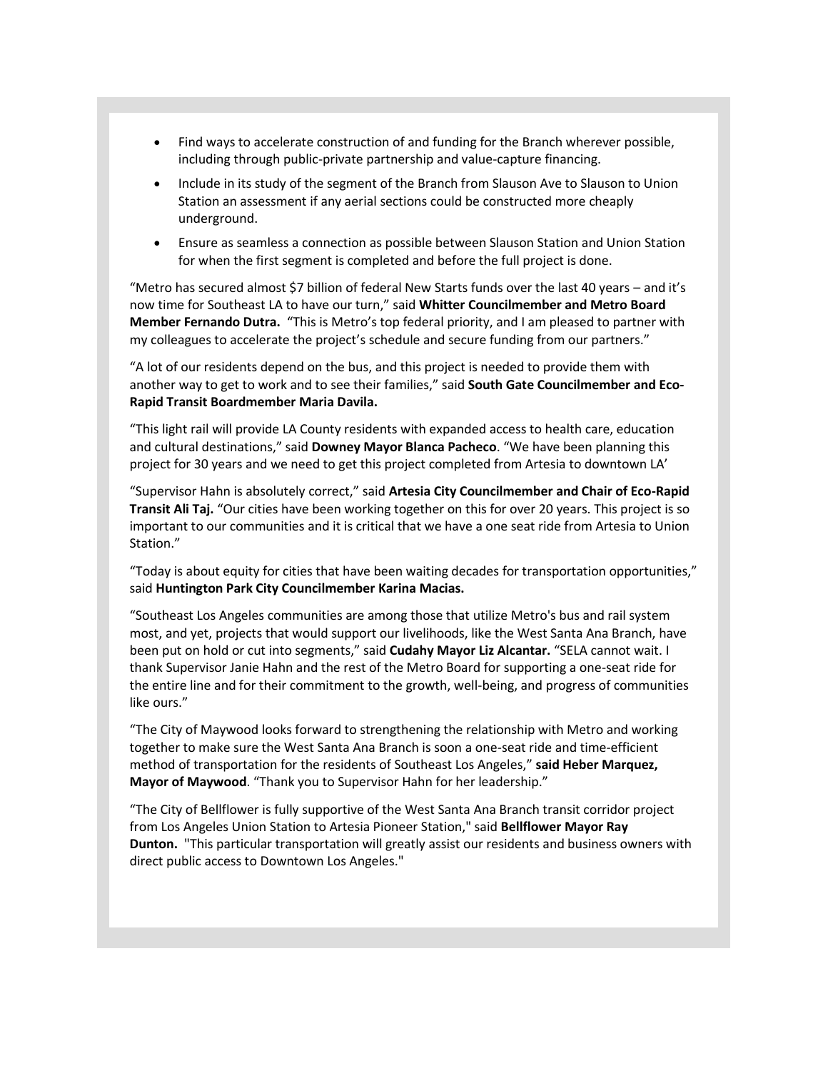- Find ways to accelerate construction of and funding for the Branch wherever possible, including through public-private partnership and value-capture financing.
- Include in its study of the segment of the Branch from Slauson Ave to Slauson to Union Station an assessment if any aerial sections could be constructed more cheaply underground.
- Ensure as seamless a connection as possible between Slauson Station and Union Station for when the first segment is completed and before the full project is done.

"Metro has secured almost $7 billion of federal New Starts funds over the last 40 years – and it's now time for Southeast LA to have our turn," said **Whitter Councilmember and Metro Board Member Fernando Dutra.** "This is Metro's top federal priority, and I am pleased to partner with my colleagues to accelerate the project's schedule and secure funding from our partners."

"A lot of our residents depend on the bus, and this project is needed to provide them with another way to get to work and to see their families," said **South Gate Councilmember and Eco-Rapid Transit Boardmember Maria Davila.**

"This light rail will provide LA County residents with expanded access to health care, education and cultural destinations," said **Downey Mayor Blanca Pacheco**. "We have been planning this project for 30 years and we need to get this project completed from Artesia to downtown LA'

"Supervisor Hahn is absolutely correct," said **Artesia City Councilmember and Chair of Eco-Rapid Transit Ali Taj.** "Our cities have been working together on this for over 20 years. This project is so important to our communities and it is critical that we have a one seat ride from Artesia to Union Station."

"Today is about equity for cities that have been waiting decades for transportation opportunities," said **Huntington Park City Councilmember Karina Macias.**

"Southeast Los Angeles communities are among those that utilize Metro's bus and rail system most, and yet, projects that would support our livelihoods, like the West Santa Ana Branch, have been put on hold or cut into segments," said **Cudahy Mayor Liz Alcantar.** "SELA cannot wait. I thank Supervisor Janie Hahn and the rest of the Metro Board for supporting a one-seat ride for the entire line and for their commitment to the growth, well-being, and progress of communities like ours."

"The City of Maywood looks forward to strengthening the relationship with Metro and working together to make sure the West Santa Ana Branch is soon a one-seat ride and time-efficient method of transportation for the residents of Southeast Los Angeles," **said Heber Marquez, Mayor of Maywood**. "Thank you to Supervisor Hahn for her leadership."

"The City of Bellflower is fully supportive of the West Santa Ana Branch transit corridor project from Los Angeles Union Station to Artesia Pioneer Station," said **Bellflower Mayor Ray Dunton.** "This particular transportation will greatly assist our residents and business owners with direct public access to Downtown Los Angeles."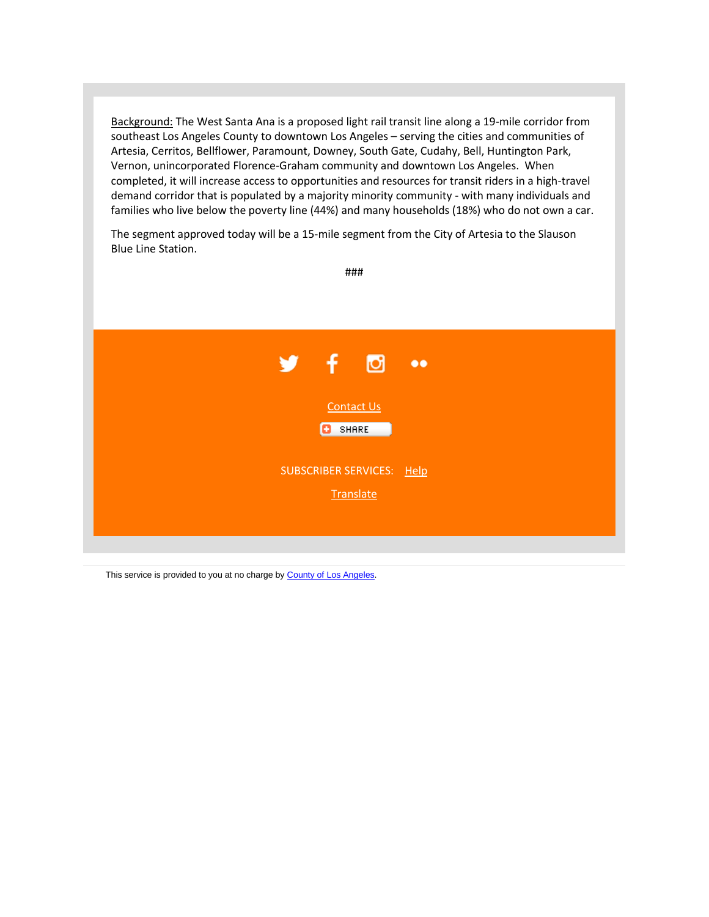Background: The West Santa Ana is a proposed light rail transit line along a 19-mile corridor from southeast Los Angeles County to downtown Los Angeles – serving the cities and communities of Artesia, Cerritos, Bellflower, Paramount, Downey, South Gate, Cudahy, Bell, Huntington Park, Vernon, unincorporated Florence-Graham community and downtown Los Angeles. When completed, it will increase access to opportunities and resources for transit riders in a high-travel demand corridor that is populated by a majority minority community - with many individuals and families who live below the poverty line (44%) and many households (18%) who do not own a car.

The segment approved today will be a 15-mile segment from the City of Artesia to the Slauson Blue Line Station.

###

Contact Us

SHARE

SUBSCRIBER SERVICES: Help

Translate

This service is provided to you at no charge by County of Los Angeles.